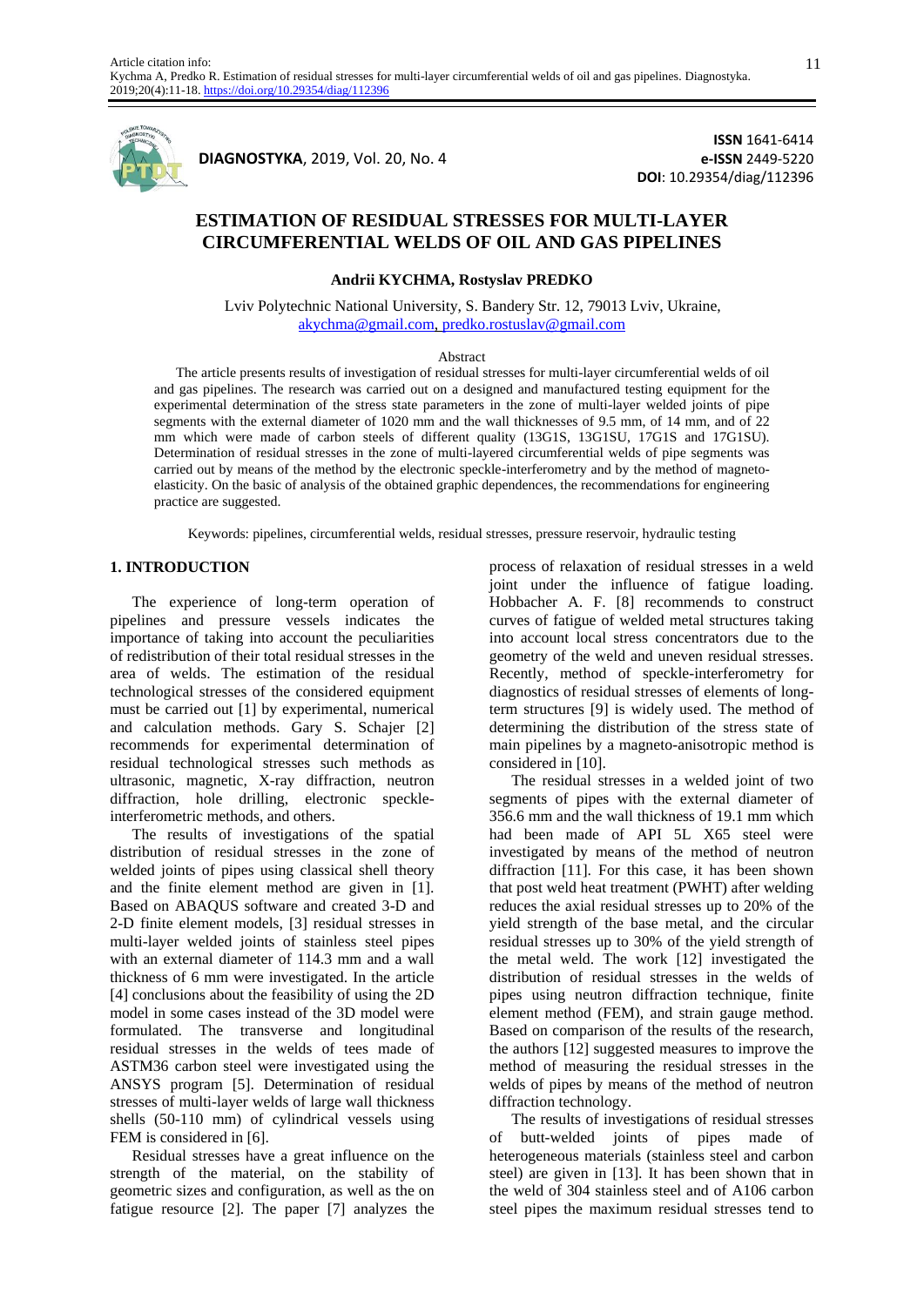Article citation info:
Kychma A, Predko R. Estimation of residual stresses for multi-layer circumferential welds of oil and gas pipelines. Diagnostyka. 2019;20(4):11-18. https://doi.org/10.29354/diag/112396

**DIAGNOSTYKA**, 2019, Vol. 20, No. 4

**ISSN** 1641-6414
**e-ISSN** 2449-5220
**DOI**: 10.29354/diag/112396

# ESTIMATION OF RESIDUAL STRESSES FOR MULTI-LAYER CIRCUMFERENTIAL WELDS OF OIL AND GAS PIPELINES

**Andrii KYCHMA, Rostyslav PREDKO**

Lviv Polytechnic National University, S. Bandery Str. 12, 79013 Lviv, Ukraine,
akychma@gmail.com, predko.rostuslav@gmail.com

Abstract

The article presents results of investigation of residual stresses for multi-layer circumferential welds of oil and gas pipelines. The research was carried out on a designed and manufactured testing equipment for the experimental determination of the stress state parameters in the zone of multi-layer welded joints of pipe segments with the external diameter of 1020 mm and the wall thicknesses of 9.5 mm, of 14 mm, and of 22 mm which were made of carbon steels of different quality (13G1S, 13G1SU, 17G1S and 17G1SU). Determination of residual stresses in the zone of multi-layered circumferential welds of pipe segments was carried out by means of the method by the electronic speckle-interferometry and by the method of magneto-elasticity. On the basic of analysis of the obtained graphic dependences, the recommendations for engineering practice are suggested.

Keywords: pipelines, circumferential welds, residual stresses, pressure reservoir, hydraulic testing

## 1. INTRODUCTION

The experience of long-term operation of pipelines and pressure vessels indicates the importance of taking into account the peculiarities of redistribution of their total residual stresses in the area of welds. The estimation of the residual technological stresses of the considered equipment must be carried out [1] by experimental, numerical and calculation methods. Gary S. Schajer [2] recommends for experimental determination of residual technological stresses such methods as ultrasonic, magnetic, X-ray diffraction, neutron diffraction, hole drilling, electronic speckle-interferometric methods, and others.

The results of investigations of the spatial distribution of residual stresses in the zone of welded joints of pipes using classical shell theory and the finite element method are given in [1]. Based on ABAQUS software and created 3-D and 2-D finite element models, [3] residual stresses in multi-layer welded joints of stainless steel pipes with an external diameter of 114.3 mm and a wall thickness of 6 mm were investigated. In the article [4] conclusions about the feasibility of using the 2D model in some cases instead of the 3D model were formulated. The transverse and longitudinal residual stresses in the welds of tees made of ASTM36 carbon steel were investigated using the ANSYS program [5]. Determination of residual stresses of multi-layer welds of large wall thickness shells (50-110 mm) of cylindrical vessels using FEM is considered in [6].

Residual stresses have a great influence on the strength of the material, on the stability of geometric sizes and configuration, as well as the on fatigue resource [2]. The paper [7] analyzes the process of relaxation of residual stresses in a weld joint under the influence of fatigue loading. Hobbacher A. F. [8] recommends to construct curves of fatigue of welded metal structures taking into account local stress concentrators due to the geometry of the weld and uneven residual stresses. Recently, method of speckle-interferometry for diagnostics of residual stresses of elements of long-term structures [9] is widely used. The method of determining the distribution of the stress state of main pipelines by a magneto-anisotropic method is considered in [10].

The residual stresses in a welded joint of two segments of pipes with the external diameter of 356.6 mm and the wall thickness of 19.1 mm which had been made of API 5L X65 steel were investigated by means of the method of neutron diffraction [11]. For this case, it has been shown that post weld heat treatment (PWHT) after welding reduces the axial residual stresses up to 20% of the yield strength of the base metal, and the circular residual stresses up to 30% of the yield strength of the metal weld. The work [12] investigated the distribution of residual stresses in the welds of pipes using neutron diffraction technique, finite element method (FEM), and strain gauge method. Based on comparison of the results of the research, the authors [12] suggested measures to improve the method of measuring the residual stresses in the welds of pipes by means of the method of neutron diffraction technology.

The results of investigations of residual stresses of butt-welded joints of pipes made of heterogeneous materials (stainless steel and carbon steel) are given in [13]. It has been shown that in the weld of 304 stainless steel and of A106 carbon steel pipes the maximum residual stresses tend to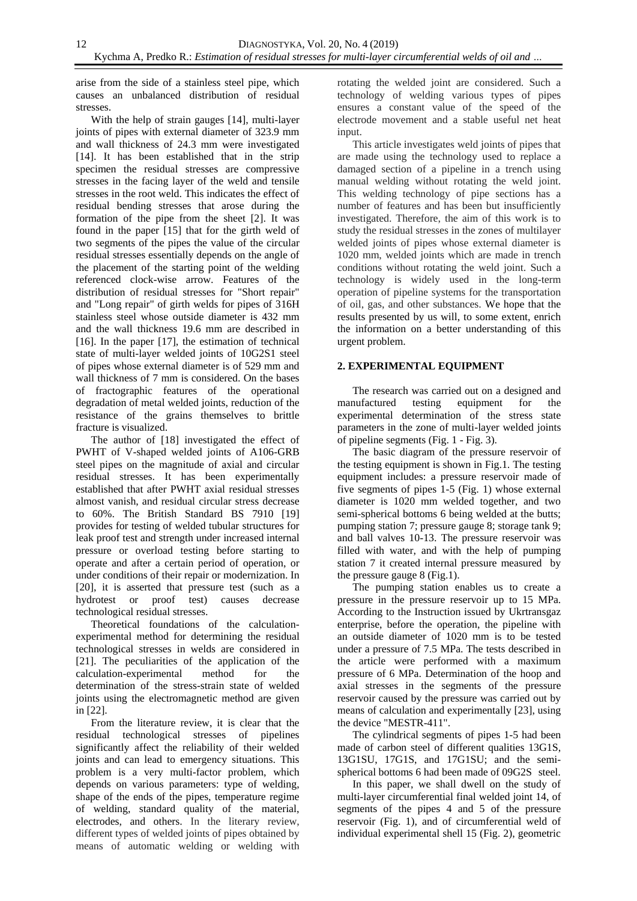arise from the side of a stainless steel pipe, which causes an unbalanced distribution of residual stresses.

With the help of strain gauges [14], multi-layer joints of pipes with external diameter of 323.9 mm and wall thickness of 24.3 mm were investigated [14]. It has been established that in the strip specimen the residual stresses are compressive stresses in the facing layer of the weld and tensile stresses in the root weld. This indicates the effect of residual bending stresses that arose during the formation of the pipe from the sheet [2]. It was found in the paper [15] that for the girth weld of two segments of the pipes the value of the circular residual stresses essentially depends on the angle of the placement of the starting point of the welding referenced clock-wise arrow. Features of the distribution of residual stresses for "Short repair" and "Long repair" of girth welds for pipes of 316H stainless steel whose outside diameter is 432 mm and the wall thickness 19.6 mm are described in [16]. In the paper [17], the estimation of technical state of multi-layer welded joints of 10G2S1 steel of pipes whose external diameter is of 529 mm and wall thickness of 7 mm is considered. On the bases of fractographic features of the operational degradation of metal welded joints, reduction of the resistance of the grains themselves to brittle fracture is visualized.

The author of [18] investigated the effect of PWHT of V-shaped welded joints of A106-GRB steel pipes on the magnitude of axial and circular residual stresses. It has been experimentally established that after PWHT axial residual stresses almost vanish, and residual circular stress decrease to 60%. The British Standard BS 7910 [19] provides for testing of welded tubular structures for leak proof test and strength under increased internal pressure or overload testing before starting to operate and after a certain period of operation, or under conditions of their repair or modernization. In [20], it is asserted that pressure test (such as a hydrotest or proof test) causes decrease technological residual stresses.

Theoretical foundations of the calculation-experimental method for determining the residual technological stresses in welds are considered in [21]. The peculiarities of the application of the calculation-experimental method for the determination of the stress-strain state of welded joints using the electromagnetic method are given in [22].

From the literature review, it is clear that the residual technological stresses of pipelines significantly affect the reliability of their welded joints and can lead to emergency situations. This problem is a very multi-factor problem, which depends on various parameters: type of welding, shape of the ends of the pipes, temperature regime of welding, standard quality of the material, electrodes, and others. In the literary review, different types of welded joints of pipes obtained by means of automatic welding or welding with rotating the welded joint are considered. Such a technology of welding various types of pipes ensures a constant value of the speed of the electrode movement and a stable useful net heat input.

This article investigates weld joints of pipes that are made using the technology used to replace a damaged section of a pipeline in a trench using manual welding without rotating the weld joint. This welding technology of pipe sections has a number of features and has been but insufficiently investigated. Therefore, the aim of this work is to study the residual stresses in the zones of multilayer welded joints of pipes whose external diameter is 1020 mm, welded joints which are made in trench conditions without rotating the weld joint. Such a technology is widely used in the long-term operation of pipeline systems for the transportation of oil, gas, and other substances. We hope that the results presented by us will, to some extent, enrich the information on a better understanding of this urgent problem.

## 2. EXPERIMENTAL EQUIPMENT

The research was carried out on a designed and manufactured testing equipment for the experimental determination of the stress state parameters in the zone of multi-layer welded joints of pipeline segments (Fig. 1 - Fig. 3).

The basic diagram of the pressure reservoir of the testing equipment is shown in Fig.1. The testing equipment includes: a pressure reservoir made of five segments of pipes 1-5 (Fig. 1) whose external diameter is 1020 mm welded together, and two semi-spherical bottoms 6 being welded at the butts; pumping station 7; pressure gauge 8; storage tank 9; and ball valves 10-13. The pressure reservoir was filled with water, and with the help of pumping station 7 it created internal pressure measured by the pressure gauge 8 (Fig.1).

The pumping station enables us to create a pressure in the pressure reservoir up to 15 MPa. According to the Instruction issued by Ukrtransgaz enterprise, before the operation, the pipeline with an outside diameter of 1020 mm is to be tested under a pressure of 7.5 MPa. The tests described in the article were performed with a maximum pressure of 6 MPa. Determination of the hoop and axial stresses in the segments of the pressure reservoir caused by the pressure was carried out by means of calculation and experimentally [23], using the device "MESTR-411".

The cylindrical segments of pipes 1-5 had been made of carbon steel of different qualities 13G1S, 13G1SU, 17G1S, and 17G1SU; and the semi-spherical bottoms 6 had been made of 09G2S steel.

In this paper, we shall dwell on the study of multi-layer circumferential final welded joint 14, of segments of the pipes 4 and 5 of the pressure reservoir (Fig. 1), and of circumferential weld of individual experimental shell 15 (Fig. 2), geometric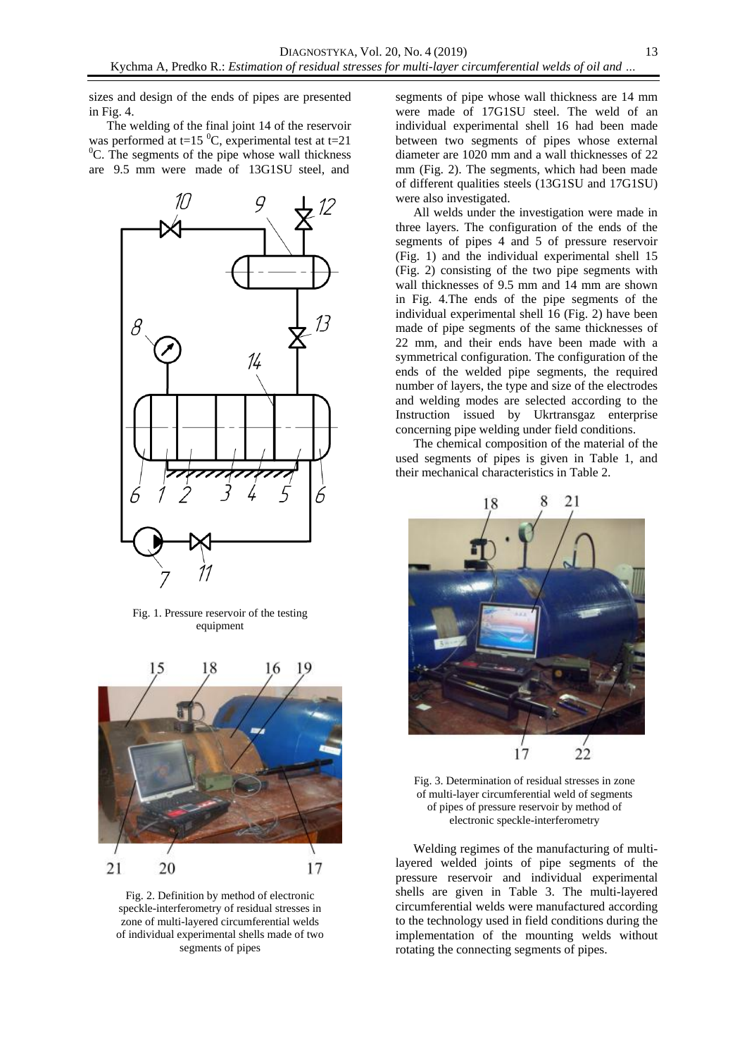sizes and design of the ends of pipes are presented in Fig. 4.

The welding of the final joint 14 of the reservoir was performed at t=15 $^0$C, experimental test at t=21 $^0$C. The segments of the pipe whose wall thickness are 9.5 mm were made of 13G1SU steel, and segments of pipe whose wall thickness are 14 mm were made of 17G1SU steel. The weld of an individual experimental shell 16 had been made between two segments of pipes whose external diameter are 1020 mm and a wall thicknesses of 22 mm (Fig. 2). The segments, which had been made of different qualities steels (13G1SU and 17G1SU) were also investigated.

Fig. 1. Pressure reservoir of the testing equipment

Fig. 2. Definition by method of electronic speckle-interferometry of residual stresses in zone of multi-layered circumferential welds of individual experimental shells made of two segments of pipes

All welds under the investigation were made in three layers. The configuration of the ends of the segments of pipes 4 and 5 of pressure reservoir (Fig. 1) and the individual experimental shell 15 (Fig. 2) consisting of the two pipe segments with wall thicknesses of 9.5 mm and 14 mm are shown in Fig. 4.The ends of the pipe segments of the individual experimental shell 16 (Fig. 2) have been made of pipe segments of the same thicknesses of 22 mm, and their ends have been made with a symmetrical configuration. The configuration of the ends of the welded pipe segments, the required number of layers, the type and size of the electrodes and welding modes are selected according to the Instruction issued by Ukrtransgaz enterprise concerning pipe welding under field conditions.

The chemical composition of the material of the used segments of pipes is given in Table 1, and their mechanical characteristics in Table 2.

Fig. 3. Determination of residual stresses in zone of multi-layer circumferential weld of segments of pipes of pressure reservoir by method of electronic speckle-interferometry

Welding regimes of the manufacturing of multi-layered welded joints of pipe segments of the pressure reservoir and individual experimental shells are given in Table 3. The multi-layered circumferential welds were manufactured according to the technology used in field conditions during the implementation of the mounting welds without rotating the connecting segments of pipes.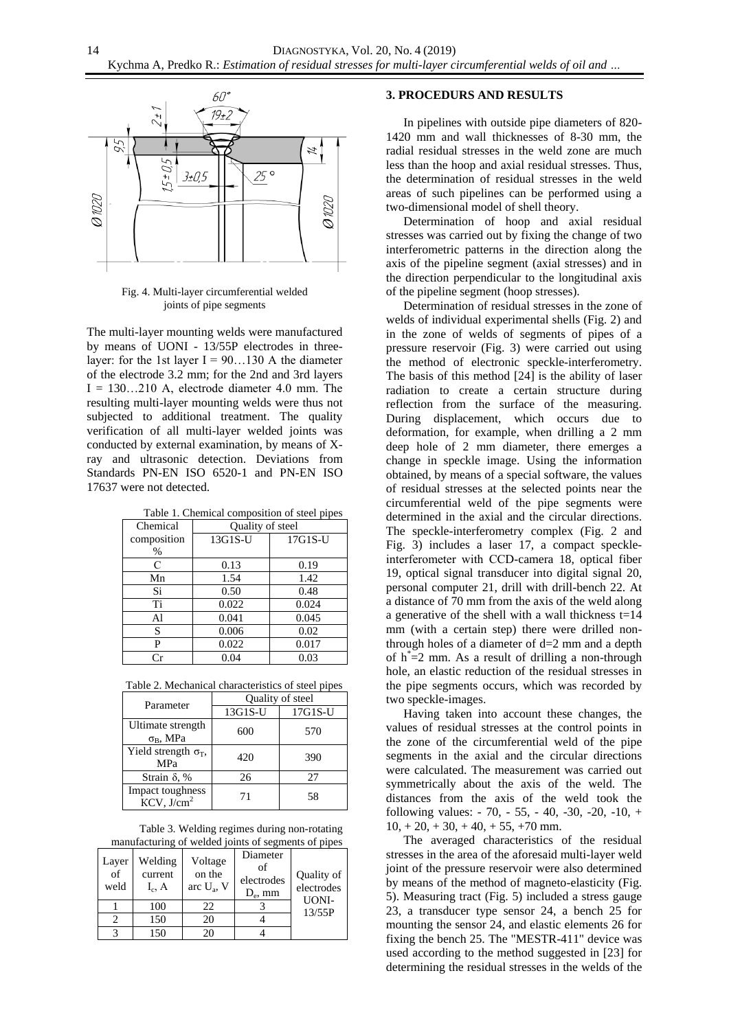Fig. 4. Multi-layer circumferential welded joints of pipe segments

The multi-layer mounting welds were manufactured by means of UONI - 13/55P electrodes in three-layer: for the 1st layer I = 90…130 A the diameter of the electrode 3.2 mm; for the 2nd and 3rd layers I = 130…210 A, electrode diameter 4.0 mm. The resulting multi-layer mounting welds were thus not subjected to additional treatment. The quality verification of all multi-layer welded joints was conducted by external examination, by means of X-ray and ultrasonic detection. Deviations from Standards PN-EN ISO 6520-1 and PN-EN ISO 17637 were not detected.

Table 1. Chemical composition of steel pipes

| Chemical composition % | Quality of steel | |
|---|---|---|
| | 13G1S-U | 17G1S-U |
| C | 0.13 | 0.19 |
| Mn | 1.54 | 1.42 |
| Si | 0.50 | 0.48 |
| Ti | 0.022 | 0.024 |
| Al | 0.041 | 0.045 |
| S | 0.006 | 0.02 |
| P | 0.022 | 0.017 |
| Cr | 0.04 | 0.03 |

Table 2. Mechanical characteristics of steel pipes

| Parameter | Quality of steel | |
|---|---|---|
| | 13G1S-U | 17G1S-U |
| Ultimate strength $\sigma_B$, MPa | 600 | 570 |
| Yield strength $\sigma_T$, MPa | 420 | 390 |
| Strain $\delta$, % | 26 | 27 |
| Impact toughness KCV, J/cm$^2$ | 71 | 58 |

Table 3. Welding regimes during non-rotating manufacturing of welded joints of segments of pipes

| Layer of weld | Welding current $I_c$, A | Voltage on the arc $U_a$, V | Diameter of electrodes $D_e$, mm | Quality of electrodes |
|---|---|---|---|---|
| 1 | 100 | 22 | 3 | UONI-13/55P |
| 2 | 150 | 20 | 4 | |
| 3 | 150 | 20 | 4 | |

## 3. PROCEDURS AND RESULTS

In pipelines with outside pipe diameters of 820-1420 mm and wall thicknesses of 8-30 mm, the radial residual stresses in the weld zone are much less than the hoop and axial residual stresses. Thus, the determination of residual stresses in the weld areas of such pipelines can be performed using a two-dimensional model of shell theory.

Determination of hoop and axial residual stresses was carried out by fixing the change of two interferometric patterns in the direction along the axis of the pipeline segment (axial stresses) and in the direction perpendicular to the longitudinal axis of the pipeline segment (hoop stresses).

Determination of residual stresses in the zone of welds of individual experimental shells (Fig. 2) and in the zone of welds of segments of pipes of a pressure reservoir (Fig. 3) were carried out using the method of electronic speckle-interferometry. The basis of this method [24] is the ability of laser radiation to create a certain structure during reflection from the surface of the measuring. During displacement, which occurs due to deformation, for example, when drilling a 2 mm deep hole of 2 mm diameter, there emerges a change in speckle image. Using the information obtained, by means of a special software, the values of residual stresses at the selected points near the circumferential weld of the pipe segments were determined in the axial and the circular directions. The speckle-interferometry complex (Fig. 2 and Fig. 3) includes a laser 17, a compact speckle-interferometer with CCD-camera 18, optical fiber 19, optical signal transducer into digital signal 20, personal computer 21, drill with drill-bench 22. At a distance of 70 mm from the axis of the weld along a generative of the shell with a wall thickness t=14 mm (with a certain step) there were drilled non-through holes of a diameter of d=2 mm and a depth of $h^*$=2 mm. As a result of drilling a non-through hole, an elastic reduction of the residual stresses in the pipe segments occurs, which was recorded by two speckle-images.

Having taken into account these changes, the values of residual stresses at the control points in the zone of the circumferential weld of the pipe segments in the axial and the circular directions were calculated. The measurement was carried out symmetrically about the axis of the weld. The distances from the axis of the weld took the following values: - 70, - 55, - 40, -30, -20, -10, + 10, + 20, + 30, + 40, + 55, +70 mm.

The averaged characteristics of the residual stresses in the area of the aforesaid multi-layer weld joint of the pressure reservoir were also determined by means of the method of magneto-elasticity (Fig. 5). Measuring tract (Fig. 5) included a stress gauge 23, a transducer type sensor 24, a bench 25 for mounting the sensor 24, and elastic elements 26 for fixing the bench 25. The "MESTR-411" device was used according to the method suggested in [23] for determining the residual stresses in the welds of the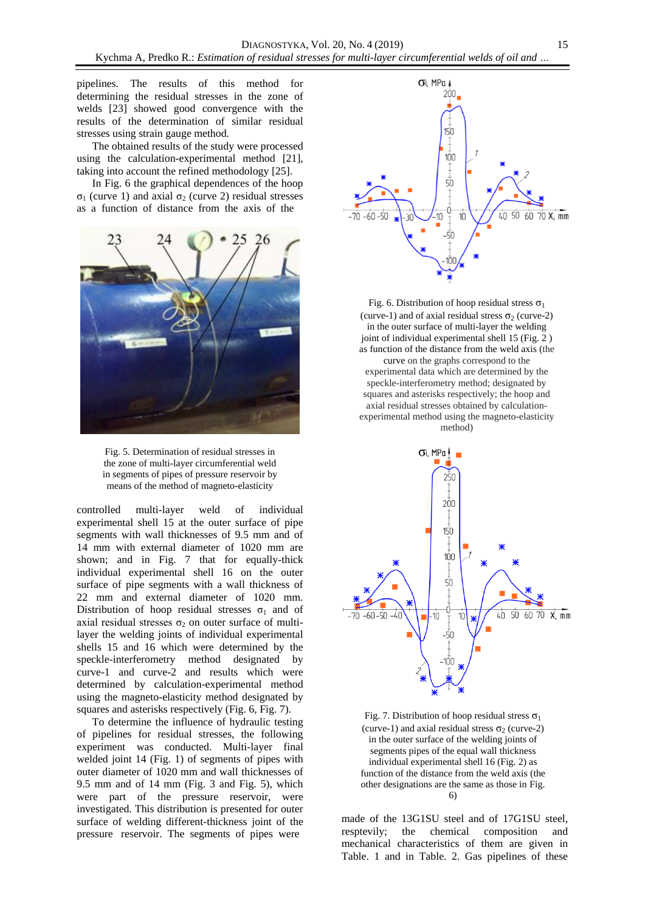pipelines. The results of this method for determining the residual stresses in the zone of welds [23] showed good convergence with the results of the determination of similar residual stresses using strain gauge method.

The obtained results of the study were processed using the calculation-experimental method [21], taking into account the refined methodology [25].

In Fig. 6 the graphical dependences of the hoop $\sigma_1$ (curve 1) and axial $\sigma_2$ (curve 2) residual stresses as a function of distance from the axis of the

Fig. 5. Determination of residual stresses in the zone of multi-layer circumferential weld in segments of pipes of pressure reservoir by means of the method of magneto-elasticity

controlled multi-layer weld of individual experimental shell 15 at the outer surface of pipe segments with wall thicknesses of 9.5 mm and of 14 mm with external diameter of 1020 mm are shown; and in Fig. 7 that for equally-thick individual experimental shell 16 on the outer surface of pipe segments with a wall thickness of 22 mm and external diameter of 1020 mm. Distribution of hoop residual stresses $\sigma_1$ and of axial residual stresses $\sigma_2$ on outer surface of multi-layer the welding joints of individual experimental shells 15 and 16 which were determined by the speckle-interferometry method designated by curve-1 and curve-2 and results which were determined by calculation-experimental method using the magneto-elasticity method designated by squares and asterisks respectively (Fig. 6, Fig. 7).

To determine the influence of hydraulic testing of pipelines for residual stresses, the following experiment was conducted. Multi-layer final welded joint 14 (Fig. 1) of segments of pipes with outer diameter of 1020 mm and wall thicknesses of 9.5 mm and of 14 mm (Fig. 3 and Fig. 5), which were part of the pressure reservoir, were investigated. This distribution is presented for outer surface of welding different-thickness joint of the pressure reservoir. The segments of pipes were

Fig. 6. Distribution of hoop residual stress $\sigma_1$ (curve-1) and of axial residual stress $\sigma_2$ (curve-2) in the outer surface of multi-layer the welding joint of individual experimental shell 15 (Fig. 2 ) as function of the distance from the weld axis (the curve on the graphs correspond to the experimental data which are determined by the speckle-interferometry method; designated by squares and asterisks respectively; the hoop and axial residual stresses obtained by calculation-experimental method using the magneto-elasticity method)

Fig. 7. Distribution of hoop residual stress $\sigma_1$ (curve-1) and axial residual stress $\sigma_2$ (curve-2) in the outer surface of the welding joints of segments pipes of the equal wall thickness individual experimental shell 16 (Fig. 2) as function of the distance from the weld axis (the other designations are the same as those in Fig. 6)

made of the 13G1SU steel and of 17G1SU steel, resptevily; the chemical composition and mechanical characteristics of them are given in Table. 1 and in Table. 2. Gas pipelines of these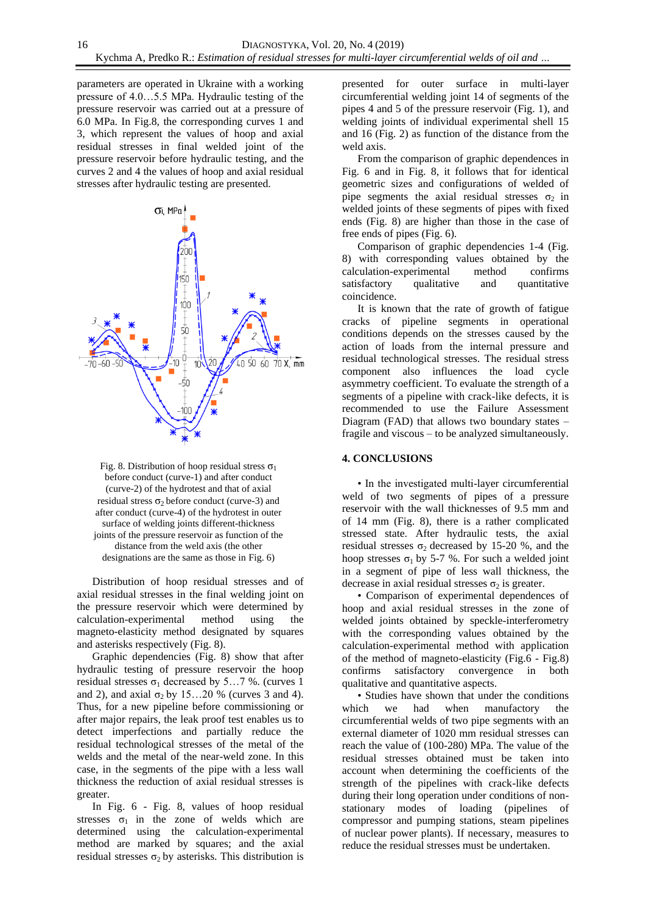parameters are operated in Ukraine with a working pressure of 4.0…5.5 MPa. Hydraulic testing of the pressure reservoir was carried out at a pressure of 6.0 MPa. In Fig.8, the corresponding curves 1 and 3, which represent the values of hoop and axial residual stresses in final welded joint of the pressure reservoir before hydraulic testing, and the curves 2 and 4 the values of hoop and axial residual stresses after hydraulic testing are presented.

Fig. 8. Distribution of hoop residual stress $\sigma_1$ before conduct (curve-1) and after conduct (curve-2) of the hydrotest and that of axial residual stress $\sigma_2$ before conduct (curve-3) and after conduct (curve-4) of the hydrotest in outer surface of welding joints different-thickness joints of the pressure reservoir as function of the distance from the weld axis (the other designations are the same as those in Fig. 6)

Distribution of hoop residual stresses and of axial residual stresses in the final welding joint on the pressure reservoir which were determined by calculation-experimental method using the magneto-elasticity method designated by squares and asterisks respectively (Fig. 8).

Graphic dependencies (Fig. 8) show that after hydraulic testing of pressure reservoir the hoop residual stresses $\sigma_1$ decreased by 5…7 %. (curves 1 and 2), and axial $\sigma_2$ by 15…20 % (curves 3 and 4). Thus, for a new pipeline before commissioning or after major repairs, the leak proof test enables us to detect imperfections and partially reduce the residual technological stresses of the metal of the welds and the metal of the near-weld zone. In this case, in the segments of the pipe with a less wall thickness the reduction of axial residual stresses is greater.

In Fig. 6 - Fig. 8, values of hoop residual stresses $\sigma_1$ in the zone of welds which are determined using the calculation-experimental method are marked by squares; and the axial residual stresses $\sigma_2$ by asterisks. This distribution is presented for outer surface in multi-layer circumferential welding joint 14 of segments of the pipes 4 and 5 of the pressure reservoir (Fig. 1), and welding joints of individual experimental shell 15 and 16 (Fig. 2) as function of the distance from the weld axis.

From the comparison of graphic dependences in Fig. 6 and in Fig. 8, it follows that for identical geometric sizes and configurations of welded of pipe segments the axial residual stresses $\sigma_2$ in welded joints of these segments of pipes with fixed ends (Fig. 8) are higher than those in the case of free ends of pipes (Fig. 6).

Comparison of graphic dependencies 1-4 (Fig. 8) with corresponding values obtained by the calculation-experimental method confirms satisfactory qualitative and quantitative coincidence.

It is known that the rate of growth of fatigue cracks of pipeline segments in operational conditions depends on the stresses caused by the action of loads from the internal pressure and residual technological stresses. The residual stress component also influences the load cycle asymmetry coefficient. To evaluate the strength of a segments of a pipeline with crack-like defects, it is recommended to use the Failure Assessment Diagram (FAD) that allows two boundary states – fragile and viscous – to be analyzed simultaneously.

## 4. CONCLUSIONS

- In the investigated multi-layer circumferential weld of two segments of pipes of a pressure reservoir with the wall thicknesses of 9.5 mm and of 14 mm (Fig. 8), there is a rather complicated stressed state. After hydraulic tests, the axial residual stresses $\sigma_2$ decreased by 15-20 %, and the hoop stresses $\sigma_1$ by 5-7 %. For such a welded joint in a segment of pipe of less wall thickness, the decrease in axial residual stresses $\sigma_2$ is greater.
- Comparison of experimental dependences of hoop and axial residual stresses in the zone of welded joints obtained by speckle-interferometry with the corresponding values obtained by the calculation-experimental method with application of the method of magneto-elasticity (Fig.6 - Fig.8) confirms satisfactory convergence in both qualitative and quantitative aspects.
- Studies have shown that under the conditions which we had when manufactory the circumferential welds of two pipe segments with an external diameter of 1020 mm residual stresses can reach the value of (100-280) MPa. The value of the residual stresses obtained must be taken into account when determining the coefficients of the strength of the pipelines with crack-like defects during their long operation under conditions of non-stationary modes of loading (pipelines of compressor and pumping stations, steam pipelines of nuclear power plants). If necessary, measures to reduce the residual stresses must be undertaken.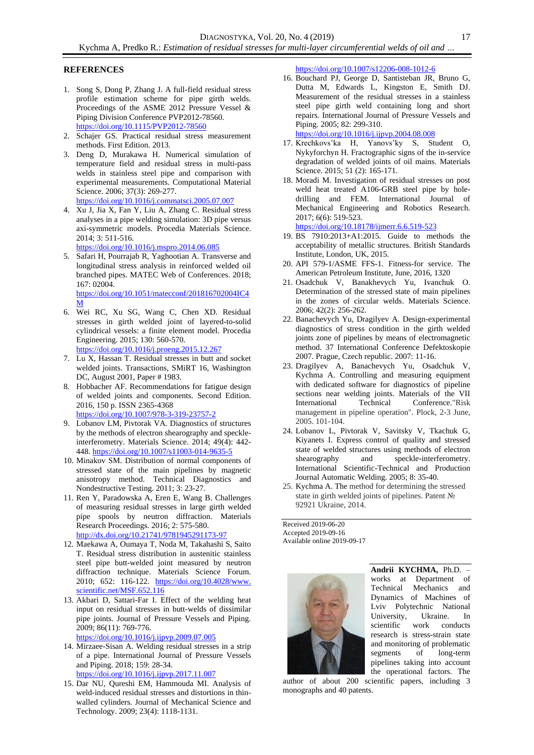## REFERENCES

1. Song S, Dong P, Zhang J. A full-field residual stress profile estimation scheme for pipe girth welds. Proceedings of the ASME 2012 Pressure Vessel & Piping Division Conference PVP2012-78560. https://doi.org/10.1115/PVP2012-78560
2. Schajer GS. Practical residual stress measurement methods. First Edition. 2013.
3. Deng D, Murakawa H. Numerical simulation of temperature field and residual stress in multi-pass welds in stainless steel pipe and comparison with experimental measurements. Computational Material Science. 2006; 37(3): 269-277. https://doi.org/10.1016/j.commatsci.2005.07.007
4. Xu J, Jia X, Fan Y, Liu A, Zhang C. Residual stress analyses in a pipe welding simulation: 3D pipe versus axi-symmetric models. Procedia Materials Science. 2014; 3: 511-516. https://doi.org/10.1016/j.mspro.2014.06.085
5. Safari H, Pourrajab R, Yaghootian A. Transverse and longitudinal stress analysis in reinforced welded oil branched pipes. MATEC Web of Conferences. 2018; 167: 02004. https://doi.org/10.1051/matecconf/201816702004IC4M
6. Wei RC, Xu SG, Wang C, Chen XD. Residual stresses in girth welded joint of layered-to-solid cylindrical vessels: a finite element model. Procedia Engineering. 2015; 130: 560-570. https://doi.org/10.1016/j.proeng.2015.12.267
7. Lu X, Hassan T. Residual stresses in butt and socket welded joints. Transactions, SMiRT 16, Washington DC, August 2001, Paper # 1983.
8. Hobbacher AF. Recommendations for fatigue design of welded joints and components. Second Edition. 2016, 150 p. ISSN 2365-4368 https://doi.org/10.1007/978-3-319-23757-2
9. Lobanov LM, Pivtorak VA. Diagnostics of structures by the methods of electron shearography and speckle-interferometry. Materials Science. 2014; 49(4): 442-448. https://doi.org/10.1007/s11003-014-9635-5
10. Minakov SM. Distribution of normal components of stressed state of the main pipelines by magnetic anisotropy method. Technical Diagnostics and Nondestructive Testing. 2011; 3: 23-27.
11. Ren Y, Paradowska A, Eren E, Wang B. Challenges of measuring residual stresses in large girth welded pipe spools by neutron diffraction. Materials Research Proceedings. 2016; 2: 575-580. http://dx.doi.org/10.21741/9781945291173-97
12. Maekawa A, Oumaya T, Noda M, Takahashi S, Saito T. Residual stress distribution in austenitic stainless steel pipe butt-welded joint measured by neutron diffraction technique. Materials Science Forum. 2010; 652: 116-122. https://doi.org/10.4028/www.scientific.net/MSF.652.116
13. Akbari D, Sattari-Far I. Effect of the welding heat input on residual stresses in butt-welds of dissimilar pipe joints. Journal of Pressure Vessels and Piping. 2009; 86(11): 769-776. https://doi.org/10.1016/j.ijpvp.2009.07.005
14. Mirzaee-Sisan A. Welding residual stresses in a strip of a pipe. International Journal of Pressure Vessels and Piping. 2018; 159: 28-34. https://doi.org/10.1016/j.ijpvp.2017.11.007
15. Dar NU, Qureshi EM, Hammouda MI. Analysis of weld-induced residual stresses and distortions in thin-walled cylinders. Journal of Mechanical Science and Technology. 2009; 23(4): 1118-1131. https://doi.org/10.1007/s12206-008-1012-6
16. Bouchard PJ, George D, Santisteban JR, Bruno G, Dutta M, Edwards L, Kingston E, Smith DJ. Measurement of the residual stresses in a stainless steel pipe girth weld containing long and short repairs. International Journal of Pressure Vessels and Piping. 2005; 82: 299-310. https://doi.org/10.1016/j.ijpvp.2004.08.008
17. Krechkovs'ka H, Yanovs'ky S, Student O, Nykyforchyn H. Fractographic signs of the in-service degradation of welded joints of oil mains. Materials Science. 2015; 51 (2): 165-171.
18. Moradi M. Investigation of residual stresses on post weld heat treated A106-GRB steel pipe by hole-drilling and FEM. International Journal of Mechanical Engineering and Robotics Research. 2017; 6(6): 519-523. https://doi.org/10.18178/ijmerr.6.6.519-523
19. BS 7910:2013+A1:2015. Guide to methods the acceptability of metallic structures. British Standards Institute, London, UK, 2015.
20. API 579-1/ASME FFS-1. Fitness-for service. The American Petroleum Institute, June, 2016, 1320
21. Osadchuk V, Banakhevych Yu, Ivanchuk O. Determination of the stressed state of main pipelines in the zones of circular welds. Materials Science. 2006; 42(2): 256-262.
22. Banachevych Yu, Dragilyev A. Design-experimental diagnostics of stress condition in the girth welded joints zone of pipelines by means of electromagnetic method. 37 International Conference Defektoskopie 2007. Prague, Czech republic. 2007: 11-16.
23. Dragilyev A, Banachevych Yu, Osadchuk V, Kychma A. Controlling and measuring equipment with dedicated software for diagnostics of pipeline sections near welding joints. Materials of the VII International Technical Conference."Risk management in pipeline operation". Plock, 2-3 June, 2005. 101-104.
24. Lobanov L, Pivtorak V, Savitsky V, Tkachuk G, Kiyanets I. Express control of quality and stressed state of welded structures using methods of electron shearography and speckle-interferometry. International Scientific-Technical and Production Journal Automatic Welding. 2005; 8: 35-40.
25. Kychma A. The method for determining the stressed state in girth welded joints of pipelines. Patent № 92921 Ukraine, 2014.

Received 2019-06-20
Accepted 2019-09-16
Available online 2019-09-17

**Andrii KYCHMA,** Ph.D. – works at Department of Technical Mechanics and Dynamics of Machines of Lviv Polytechnic National University, Ukraine. In scientific work conducts research is stress-strain state and monitoring of problematic segments of long-term pipelines taking into account the operational factors. The author of about 200 scientific papers, including 3 monographs and 40 patents.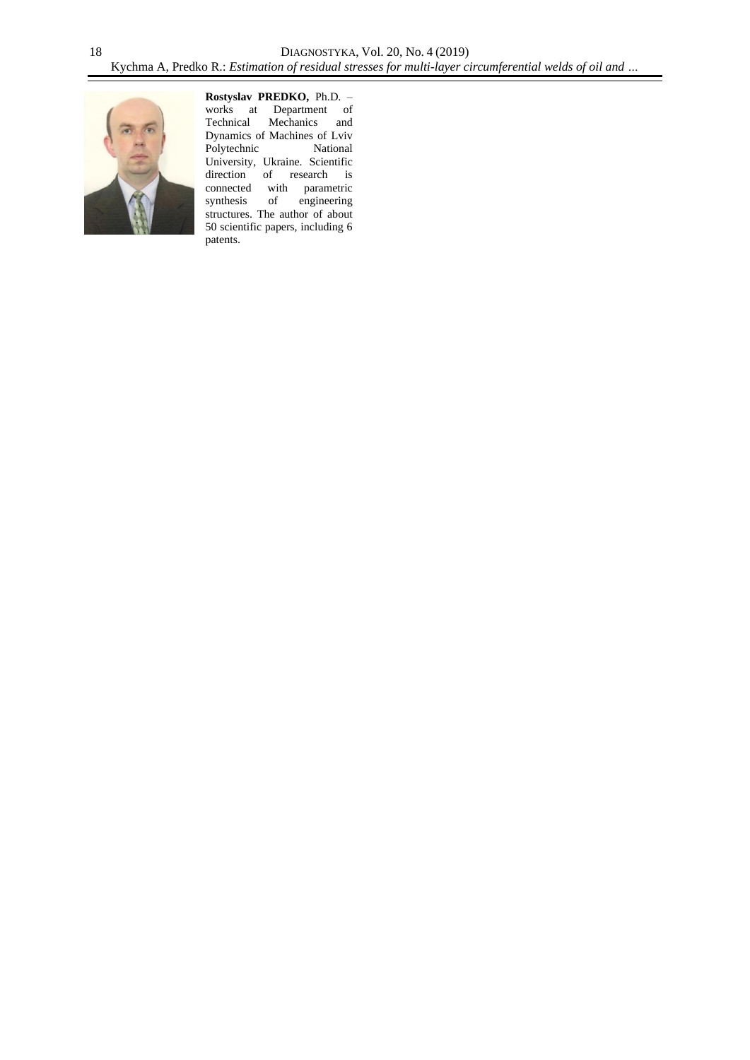**Rostyslav PREDKO,** Ph.D. – works at Department of Technical Mechanics and Dynamics of Machines of Lviv Polytechnic National University, Ukraine. Scientific direction of research is connected with parametric synthesis of engineering structures. The author of about 50 scientific papers, including 6 patents.